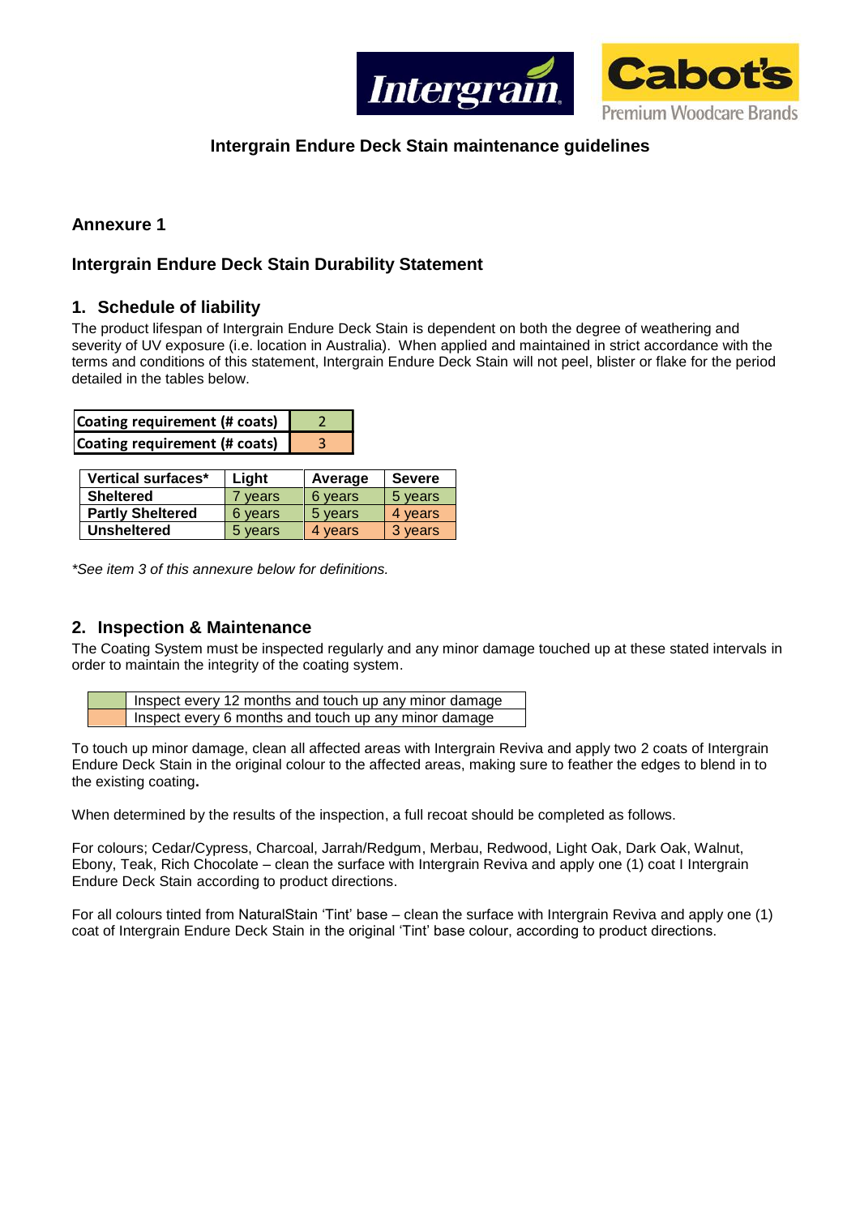### Intergrain Endure Deck Stain maintenance guidelines

## Annexure 1

## Intergrain Endure Deck Stain Durability Statement

### 1. Schedule of liability

The product lifespan of Intergrain Endure Deck Stain is dependent on both the degree of weathering and severity of UV exposure (i.e. location in Australia). When applied and maintained in strict accordance with the terms and conditions of this statement, Intergrain Endure Deck Stain will not peel, blister or flake for the period detailed in the tables below.

| Coating requirement (# coats) | 2 |
|---|---|
| Coating requirement (# coats) | 3 |

| Vertical surfaces* | Light | Average | Severe |
|---|---|---|---|
| Sheltered | 7 years | 6 years | 5 years |
| Partly Sheltered | 6 years | 5 years | 4 years |
| Unsheltered | 5 years | 4 years | 3 years |

*\*See item 3 of this annexure below for definitions.*

### 2. Inspection & Maintenance

The Coating System must be inspected regularly and any minor damage touched up at these stated intervals in order to maintain the integrity of the coating system.

| | |
|---|---|
| | Inspect every 12 months and touch up any minor damage |
| | Inspect every 6 months and touch up any minor damage |

To touch up minor damage, clean all affected areas with Intergrain Reviva and apply two 2 coats of Intergrain Endure Deck Stain in the original colour to the affected areas, making sure to feather the edges to blend in to the existing coating**.**

When determined by the results of the inspection, a full recoat should be completed as follows.

For colours; Cedar/Cypress, Charcoal, Jarrah/Redgum, Merbau, Redwood, Light Oak, Dark Oak, Walnut, Ebony, Teak, Rich Chocolate – clean the surface with Intergrain Reviva and apply one (1) coat I Intergrain Endure Deck Stain according to product directions.

For all colours tinted from NaturalStain 'Tint' base – clean the surface with Intergrain Reviva and apply one (1) coat of Intergrain Endure Deck Stain in the original 'Tint' base colour, according to product directions.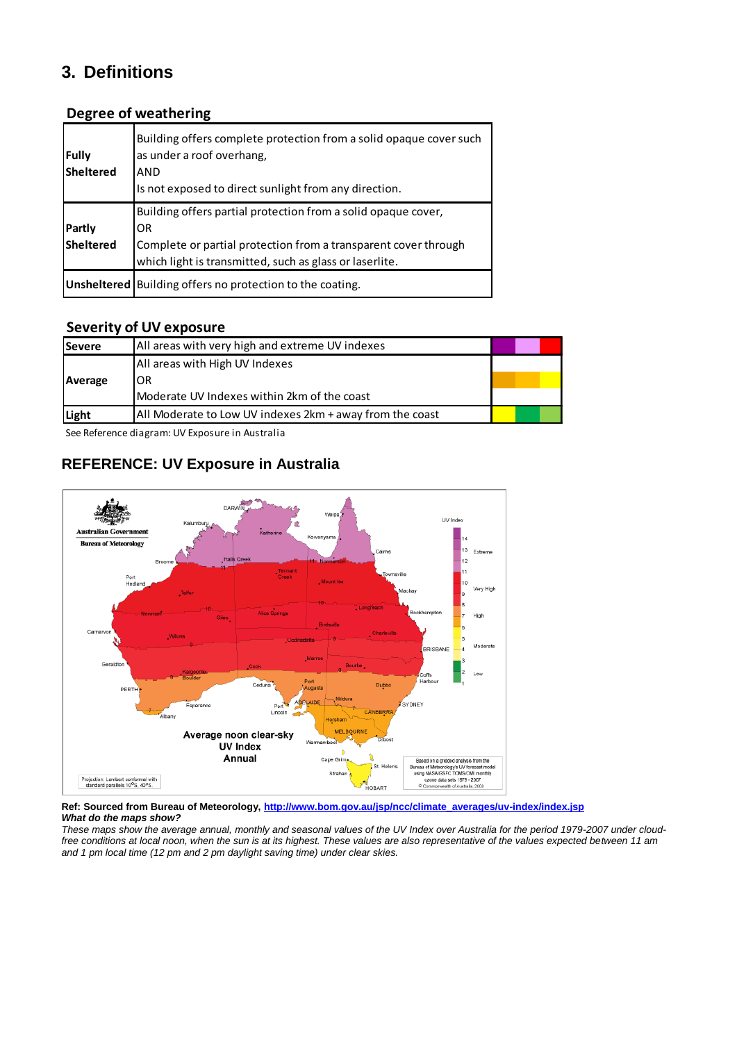# 3. Definitions

## Degree of weathering

| | |
|---|---|
| **Fully Sheltered** | Building offers complete protection from a solid opaque cover such as under a roof overhang, AND Is not exposed to direct sunlight from any direction. |
| **Partly Sheltered** | Building offers partial protection from a solid opaque cover, OR Complete or partial protection from a transparent cover through which light is transmitted, such as glass or laserlite. |
| **Unsheltered** | Building offers no protection to the coating. |

## Severity of UV exposure

| | | |
|---|---|---|
| **Severe** | All areas with very high and extreme UV indexes | |
| **Average** | All areas with High UV Indexes OR Moderate UV Indexes within 2km of the coast | |
| **Light** | All Moderate to Low UV indexes 2km + away from the coast | |

See Reference diagram: UV Exposure in Australia

## REFERENCE: UV Exposure in Australia

Australian Government
Bureau of Meteorology

Average noon clear-sky
UV Index
Annual

UV Index
14
13 Extreme
12
11
10 Very High
9
8
7 High
6
5
4 Moderate
3
2 Low
1

DARWIN, Kalumburu, Katherine, Weipa, Kowanyama, Cairns, Broome, Halls Creek, Normanton, Port Hedland, Tennant Creek, Mount Isa, Townsville, Mackay, Telfer, Longreach, Rockhampton, Newman, Giles, Alice Springs, Birdsville, Carnarvon, Wiluna, Oodnadatta, Charleville, BRISBANE, Marree, Bourke, Geraldton, Kalgoorlie-Boulder, Cook, Coffs Harbour, PERTH, Ceduna, Port Augusta, Dubbo, Mildura, Esperance, Port Lincoln, ADELAIDE, SYDNEY, Albany, CANBERRA, Horsham, MELBOURNE, Warrnambool, Orbost, Cape Grim, St. Helens, Strahan, HOBART

Projection: Lambert conformal with standard parallels 10°S, 40°S.

Based on a gridded analysis from the Bureau of Meteorology's UV forecast model using NASA/GSFC TOMS/OMI monthly ozone data sets 1979 - 2007
© Commonwealth of Australia 2008

**Ref: Sourced from Bureau of Meteorology, http://www.bom.gov.au/jsp/ncc/climate_averages/uv-index/index.jsp**

***What do the maps show?***

*These maps show the average annual, monthly and seasonal values of the UV Index over Australia for the period 1979-2007 under cloud-free conditions at local noon, when the sun is at its highest. These values are also representative of the values expected between 11 am and 1 pm local time (12 pm and 2 pm daylight saving time) under clear skies.*